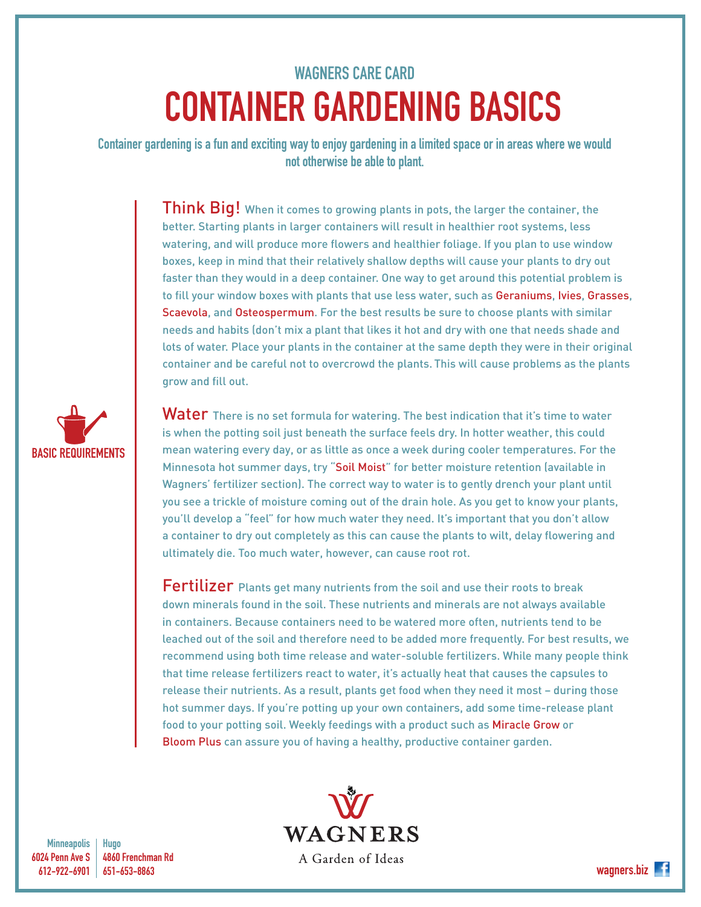WAGNERS CARE CARD

# CONTAINER GARDENING BASICS

**Container gardening is a fun and exciting way to enjoy gardening in a limited space or in areas where we would not otherwise be able to plant.**

BASIC REQUIREMENTS

**Think Big!** When it comes to growing plants in pots, the larger the container, the better. Starting plants in larger containers will result in healthier root systems, less watering, and will produce more flowers and healthier foliage. If you plan to use window boxes, keep in mind that their relatively shallow depths will cause your plants to dry out faster than they would in a deep container. One way to get around this potential problem is to fill your window boxes with plants that use less water, such as Geraniums, Ivies, Grasses, Scaevola, and Osteospermum. For the best results be sure to choose plants with similar needs and habits (don't mix a plant that likes it hot and dry with one that needs shade and lots of water. Place your plants in the container at the same depth they were in their original container and be careful not to overcrowd the plants. This will cause problems as the plants grow and fill out.

**Water** There is no set formula for watering. The best indication that it's time to water is when the potting soil just beneath the surface feels dry. In hotter weather, this could mean watering every day, or as little as once a week during cooler temperatures. For the Minnesota hot summer days, try "Soil Moist" for better moisture retention (available in Wagners' fertilizer section). The correct way to water is to gently drench your plant until you see a trickle of moisture coming out of the drain hole. As you get to know your plants, you'll develop a "feel" for how much water they need. It's important that you don't allow a container to dry out completely as this can cause the plants to wilt, delay flowering and ultimately die. Too much water, however, can cause root rot.

**Fertilizer** Plants get many nutrients from the soil and use their roots to break down minerals found in the soil. These nutrients and minerals are not always available in containers. Because containers need to be watered more often, nutrients tend to be leached out of the soil and therefore need to be added more frequently. For best results, we recommend using both time release and water-soluble fertilizers. While many people think that time release fertilizers react to water, it's actually heat that causes the capsules to release their nutrients. As a result, plants get food when they need it most – during those hot summer days. If you're potting up your own containers, add some time-release plant food to your potting soil. Weekly feedings with a product such as Miracle Grow or Bloom Plus can assure you of having a healthy, productive container garden.

Minneapolis
6024 Penn Ave S
612-922-6901

Hugo
4860 Frenchman Rd
651-653-8863

WAGNERS
A Garden of Ideas

wagners.biz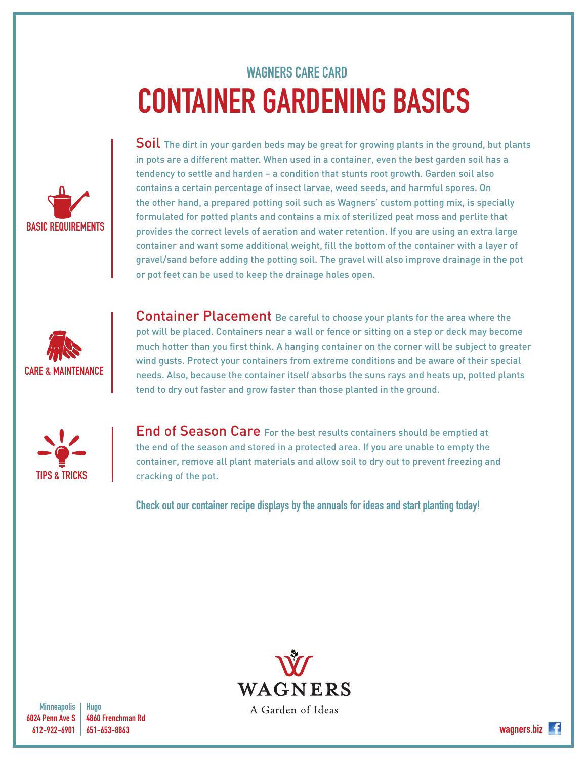WAGNERS CARE CARD

# CONTAINER GARDENING BASICS

BASIC REQUIREMENTS

**Soil** The dirt in your garden beds may be great for growing plants in the ground, but plants in pots are a different matter. When used in a container, even the best garden soil has a tendency to settle and harden – a condition that stunts root growth. Garden soil also contains a certain percentage of insect larvae, weed seeds, and harmful spores. On the other hand, a prepared potting soil such as Wagners' custom potting mix, is specially formulated for potted plants and contains a mix of sterilized peat moss and perlite that provides the correct levels of aeration and water retention. If you are using an extra large container and want some additional weight, fill the bottom of the container with a layer of gravel/sand before adding the potting soil. The gravel will also improve drainage in the pot or pot feet can be used to keep the drainage holes open.

CARE & MAINTENANCE

**Container Placement** Be careful to choose your plants for the area where the pot will be placed. Containers near a wall or fence or sitting on a step or deck may become much hotter than you first think. A hanging container on the corner will be subject to greater wind gusts. Protect your containers from extreme conditions and be aware of their special needs. Also, because the container itself absorbs the suns rays and heats up, potted plants tend to dry out faster and grow faster than those planted in the ground.

TIPS & TRICKS

**End of Season Care** For the best results containers should be emptied at the end of the season and stored in a protected area. If you are unable to empty the container, remove all plant materials and allow soil to dry out to prevent freezing and cracking of the pot.

**Check out our container recipe displays by the annuals for ideas and start planting today!**

WAGNERS

A Garden of Ideas

Minneapolis
6024 Penn Ave S
612-922-6901

Hugo
4860 Frenchman Rd
651-653-8863

wagners.biz